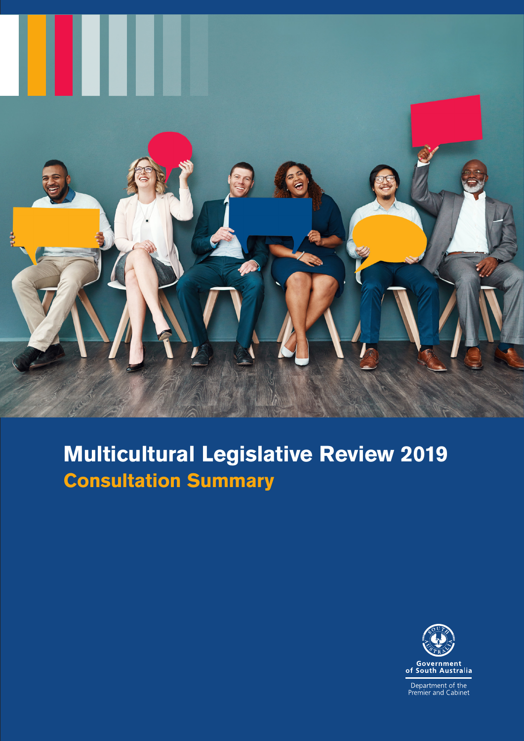# Multicultural Legislative Review 2019

## Consultation Summary

Government of South Australia

Department of the Premier and Cabinet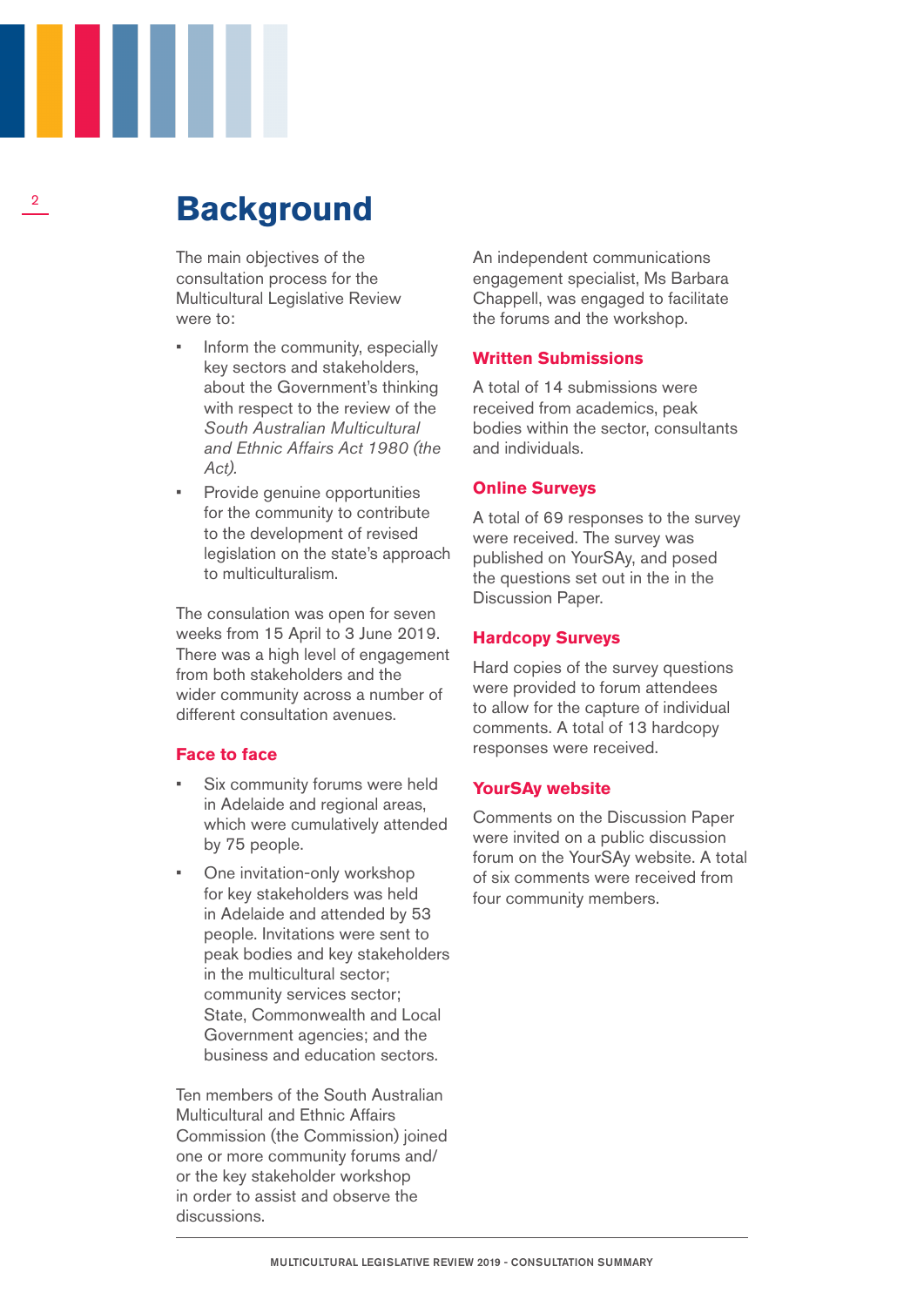# Background

The main objectives of the consultation process for the Multicultural Legislative Review were to:

- Inform the community, especially key sectors and stakeholders, about the Government's thinking with respect to the review of the *South Australian Multicultural and Ethnic Affairs Act 1980 (the Act).*
- Provide genuine opportunities for the community to contribute to the development of revised legislation on the state's approach to multiculturalism.

The consulation was open for seven weeks from 15 April to 3 June 2019. There was a high level of engagement from both stakeholders and the wider community across a number of different consultation avenues.

## Face to face

- Six community forums were held in Adelaide and regional areas, which were cumulatively attended by 75 people.
- One invitation-only workshop for key stakeholders was held in Adelaide and attended by 53 people. Invitations were sent to peak bodies and key stakeholders in the multicultural sector; community services sector; State, Commonwealth and Local Government agencies; and the business and education sectors.

Ten members of the South Australian Multicultural and Ethnic Affairs Commission (the Commission) joined one or more community forums and/or the key stakeholder workshop in order to assist and observe the discussions.

An independent communications engagement specialist, Ms Barbara Chappell, was engaged to facilitate the forums and the workshop.

## Written Submissions

A total of 14 submissions were received from academics, peak bodies within the sector, consultants and individuals.

## Online Surveys

A total of 69 responses to the survey were received. The survey was published on YourSAy, and posed the questions set out in the in the Discussion Paper.

## Hardcopy Surveys

Hard copies of the survey questions were provided to forum attendees to allow for the capture of individual comments. A total of 13 hardcopy responses were received.

## YourSAy website

Comments on the Discussion Paper were invited on a public discussion forum on the YourSAy website. A total of six comments were received from four community members.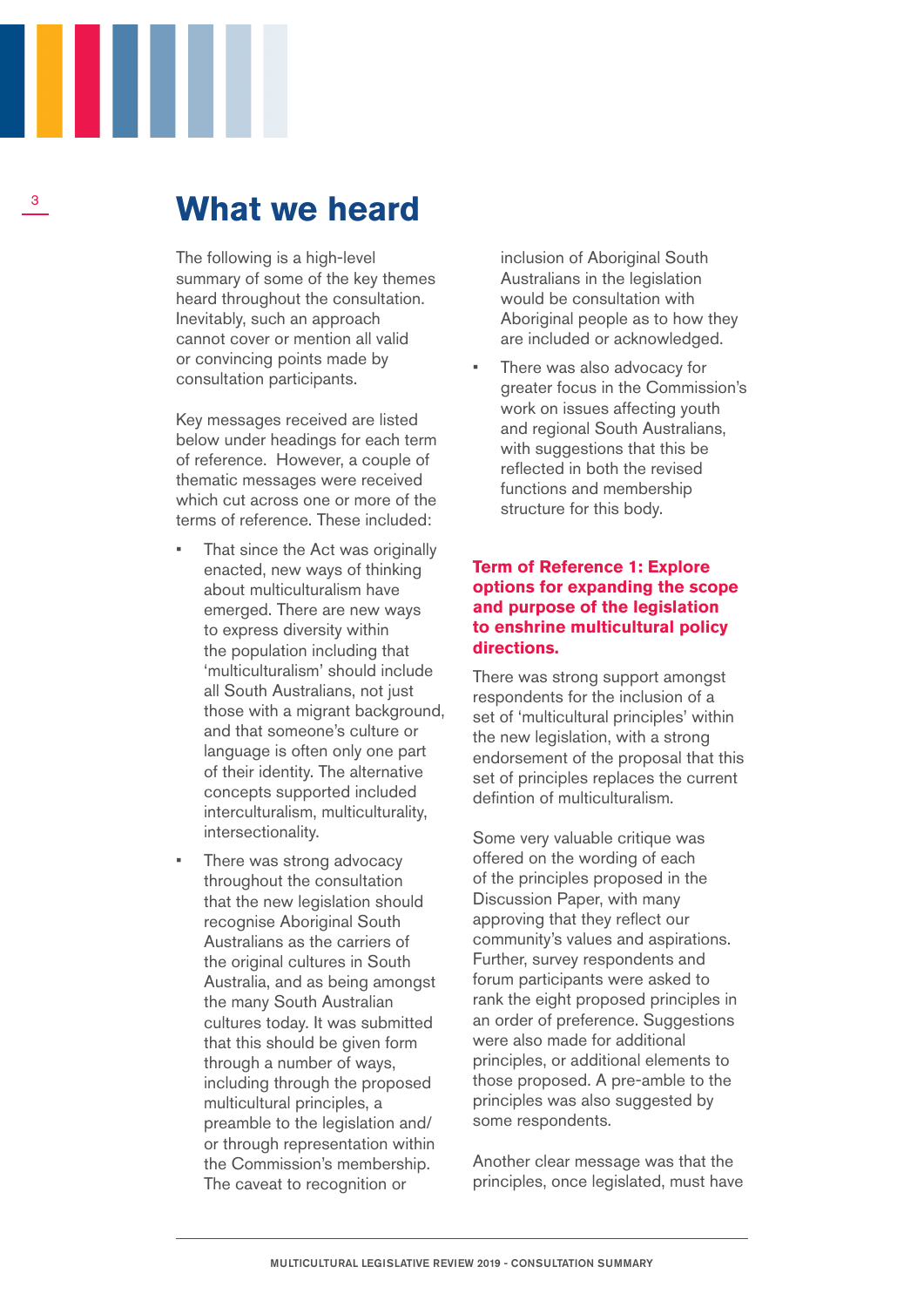# What we heard

The following is a high-level summary of some of the key themes heard throughout the consultation. Inevitably, such an approach cannot cover or mention all valid or convincing points made by consultation participants.

Key messages received are listed below under headings for each term of reference. However, a couple of thematic messages were received which cut across one or more of the terms of reference. These included:

- That since the Act was originally enacted, new ways of thinking about multiculturalism have emerged. There are new ways to express diversity within the population including that 'multiculturalism' should include all South Australians, not just those with a migrant background, and that someone's culture or language is often only one part of their identity. The alternative concepts supported included interculturalism, multiculturality, intersectionality.
- There was strong advocacy throughout the consultation that the new legislation should recognise Aboriginal South Australians as the carriers of the original cultures in South Australia, and as being amongst the many South Australian cultures today. It was submitted that this should be given form through a number of ways, including through the proposed multicultural principles, a preamble to the legislation and/or through representation within the Commission's membership. The caveat to recognition or inclusion of Aboriginal South Australians in the legislation would be consultation with Aboriginal people as to how they are included or acknowledged.
- There was also advocacy for greater focus in the Commission's work on issues affecting youth and regional South Australians, with suggestions that this be reflected in both the revised functions and membership structure for this body.

### Term of Reference 1: Explore options for expanding the scope and purpose of the legislation to enshrine multicultural policy directions.

There was strong support amongst respondents for the inclusion of a set of 'multicultural principles' within the new legislation, with a strong endorsement of the proposal that this set of principles replaces the current defintion of multiculturalism.

Some very valuable critique was offered on the wording of each of the principles proposed in the Discussion Paper, with many approving that they reflect our community's values and aspirations. Further, survey respondents and forum participants were asked to rank the eight proposed principles in an order of preference. Suggestions were also made for additional principles, or additional elements to those proposed. A pre-amble to the principles was also suggested by some respondents.

Another clear message was that the principles, once legislated, must have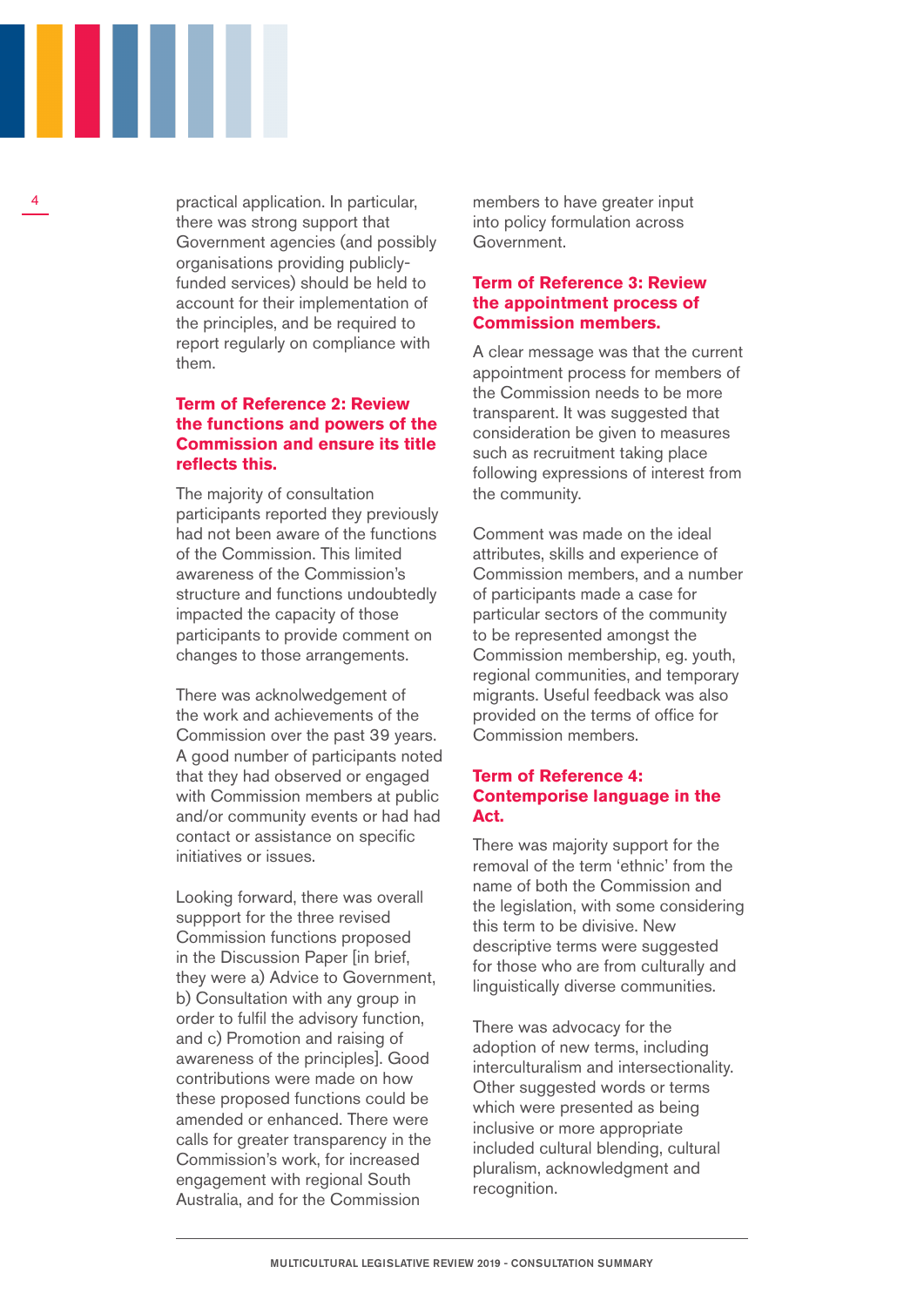practical application. In particular, there was strong support that Government agencies (and possibly organisations providing publicly-funded services) should be held to account for their implementation of the principles, and be required to report regularly on compliance with them.

### Term of Reference 2: Review the functions and powers of the Commission and ensure its title reflects this.

The majority of consultation participants reported they previously had not been aware of the functions of the Commission. This limited awareness of the Commission's structure and functions undoubtedly impacted the capacity of those participants to provide comment on changes to those arrangements.

There was acknolwedgement of the work and achievements of the Commission over the past 39 years. A good number of participants noted that they had observed or engaged with Commission members at public and/or community events or had had contact or assistance on specific initiatives or issues.

Looking forward, there was overall suppport for the three revised Commission functions proposed in the Discussion Paper [in brief, they were a) Advice to Government, b) Consultation with any group in order to fulfil the advisory function, and c) Promotion and raising of awareness of the principles]. Good contributions were made on how these proposed functions could be amended or enhanced. There were calls for greater transparency in the Commission's work, for increased engagement with regional South Australia, and for the Commission members to have greater input into policy formulation across Government.

### Term of Reference 3: Review the appointment process of Commission members.

A clear message was that the current appointment process for members of the Commission needs to be more transparent. It was suggested that consideration be given to measures such as recruitment taking place following expressions of interest from the community.

Comment was made on the ideal attributes, skills and experience of Commission members, and a number of participants made a case for particular sectors of the community to be represented amongst the Commission membership, eg. youth, regional communities, and temporary migrants. Useful feedback was also provided on the terms of office for Commission members.

### Term of Reference 4: Contemporise language in the Act.

There was majority support for the removal of the term 'ethnic' from the name of both the Commission and the legislation, with some considering this term to be divisive. New descriptive terms were suggested for those who are from culturally and linguistically diverse communities.

There was advocacy for the adoption of new terms, including interculturalism and intersectionality. Other suggested words or terms which were presented as being inclusive or more appropriate included cultural blending, cultural pluralism, acknowledgment and recognition.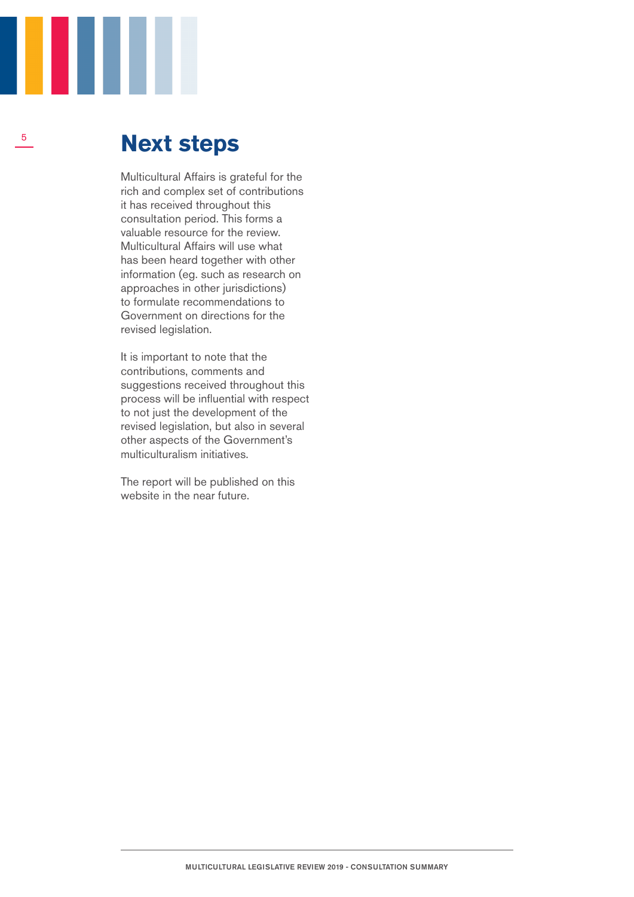# Next steps

Multicultural Affairs is grateful for the rich and complex set of contributions it has received throughout this consultation period. This forms a valuable resource for the review. Multicultural Affairs will use what has been heard together with other information (eg. such as research on approaches in other jurisdictions) to formulate recommendations to Government on directions for the revised legislation.

It is important to note that the contributions, comments and suggestions received throughout this process will be influential with respect to not just the development of the revised legislation, but also in several other aspects of the Government's multiculturalism initiatives.

The report will be published on this website in the near future.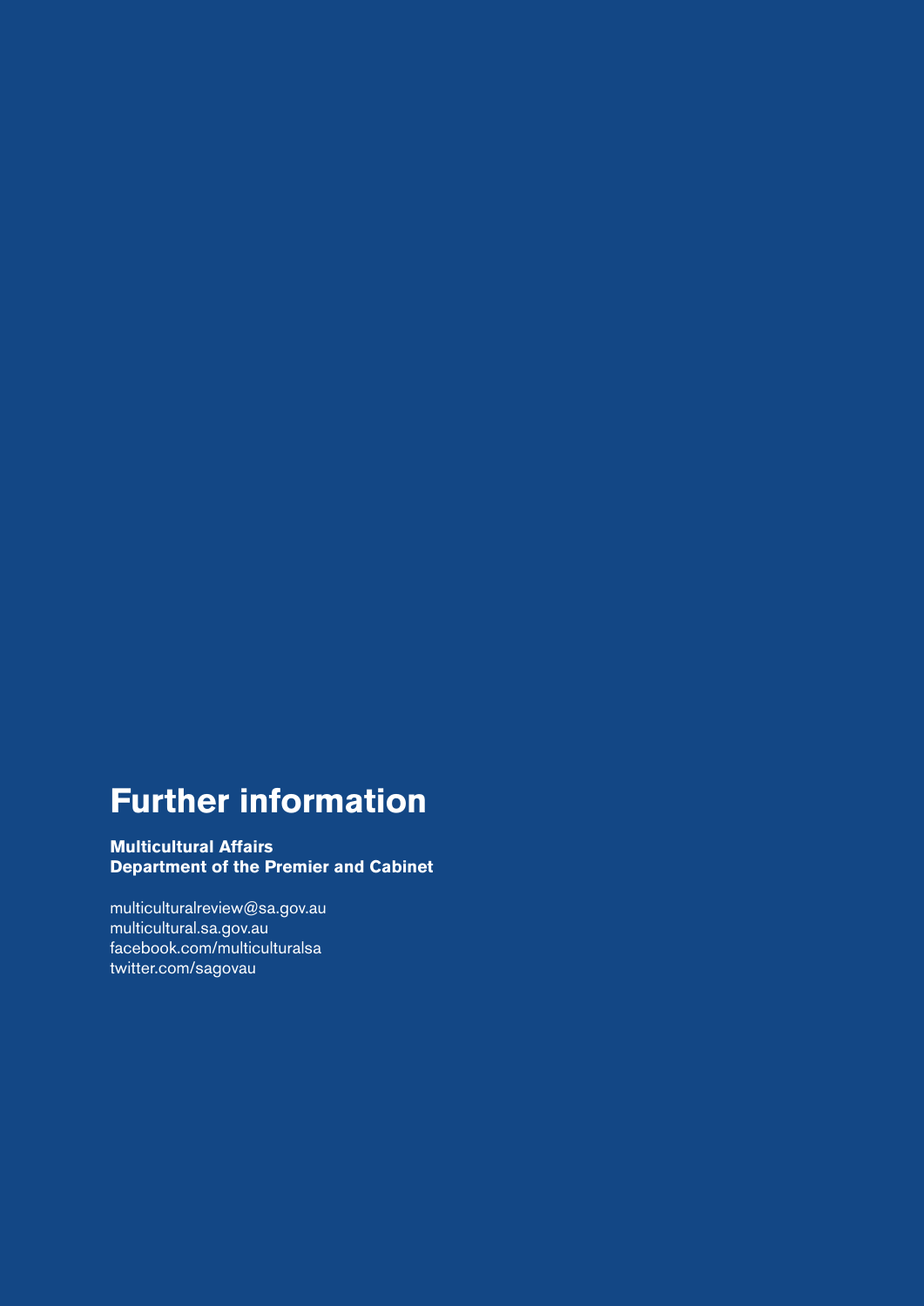# Further information

**Multicultural Affairs**
**Department of the Premier and Cabinet**

multiculturalreview@sa.gov.au
multicultural.sa.gov.au
facebook.com/multiculturalsa
twitter.com/sagovau